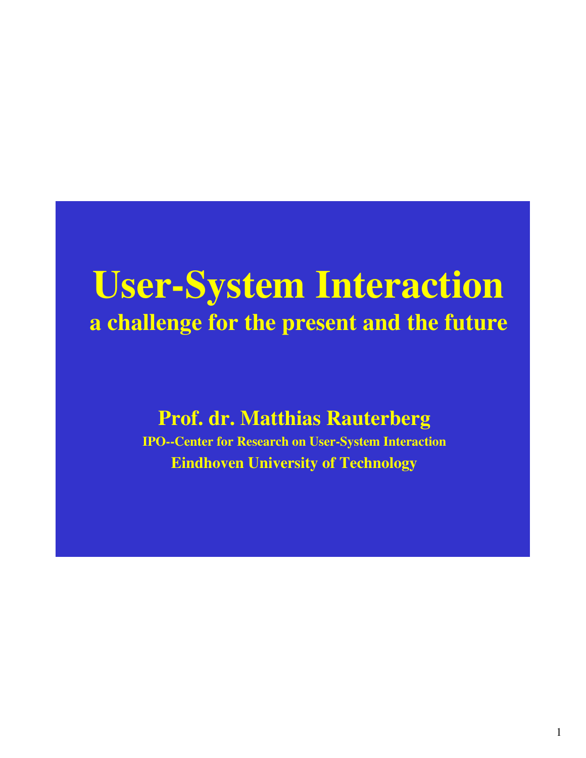# User-System Interaction

## a challenge for the present and the future

**Prof. dr. Matthias Rauterberg**

**IPO--Center for Research on User-System Interaction**

**Eindhoven University of Technology**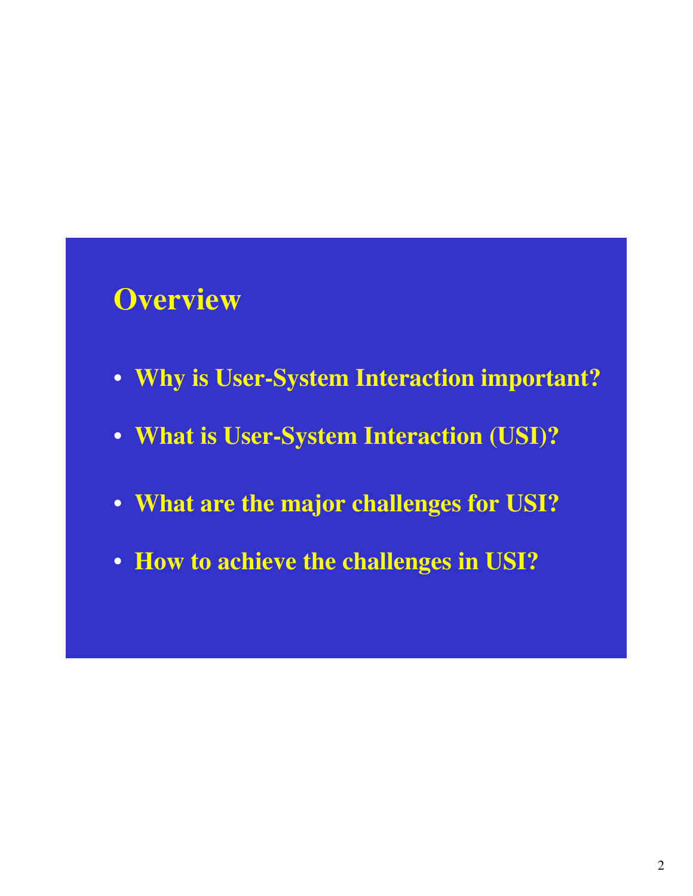# Overview

- Why is User-System Interaction important?
- What is User-System Interaction (USI)?
- What are the major challenges for USI?
- How to achieve the challenges in USI?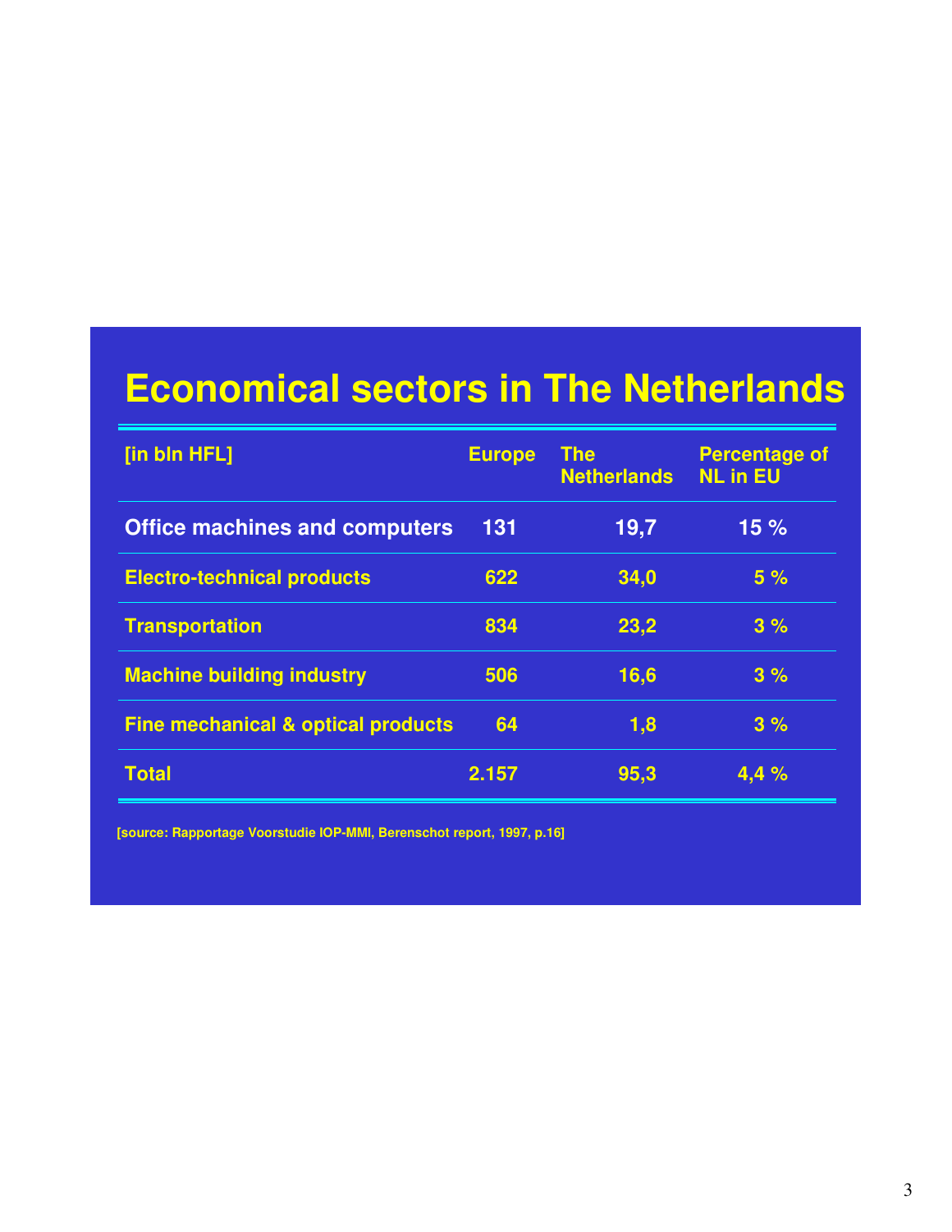# Economical sectors in The Netherlands

| [in bln HFL] | Europe | The Netherlands | Percentage of NL in EU |
|---|---|---|---|
| **Office machines and computers** | **131** | **19,7** | **15 %** |
| **Electro-technical products** | **622** | **34,0** | **5 %** |
| **Transportation** | **834** | **23,2** | **3 %** |
| **Machine building industry** | **506** | **16,6** | **3 %** |
| **Fine mechanical & optical products** | **64** | **1,8** | **3 %** |
| **Total** | **2.157** | **95,3** | **4,4 %** |

[source: Rapportage Voorstudie IOP-MMI, Berenschot report, 1997, p.16]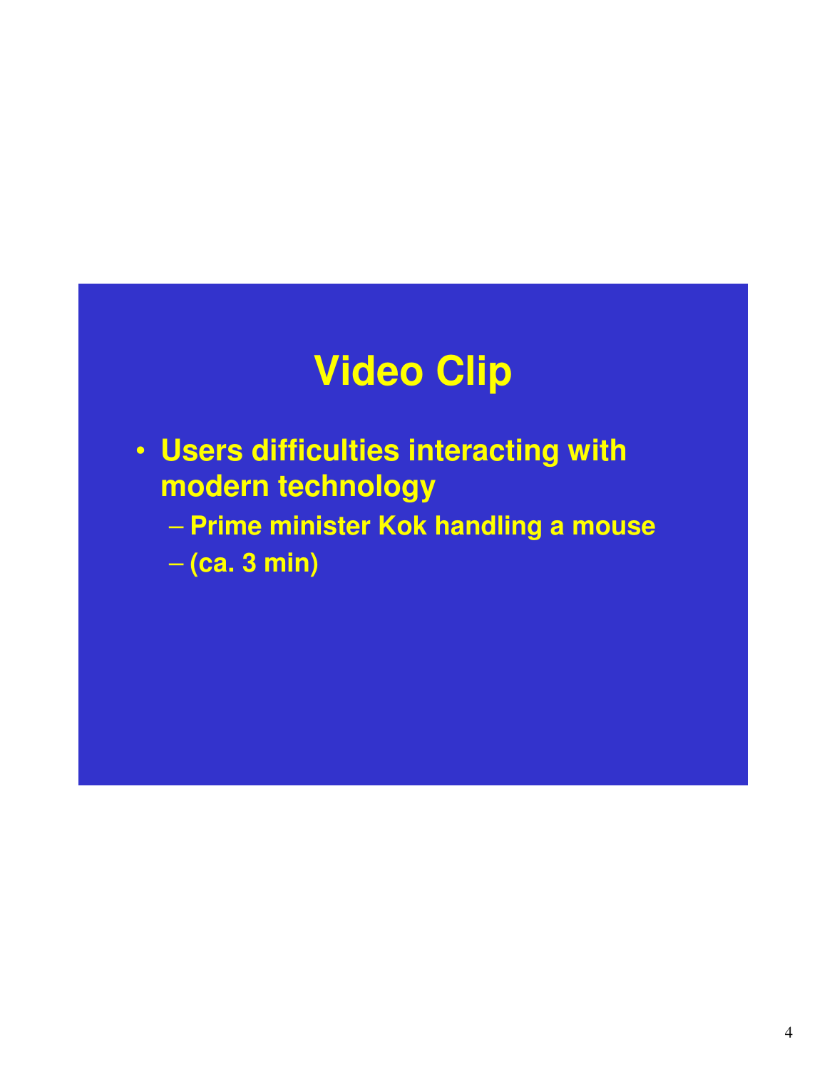# Video Clip

- Users difficulties interacting with modern technology
  - Prime minister Kok handling a mouse
  - (ca. 3 min)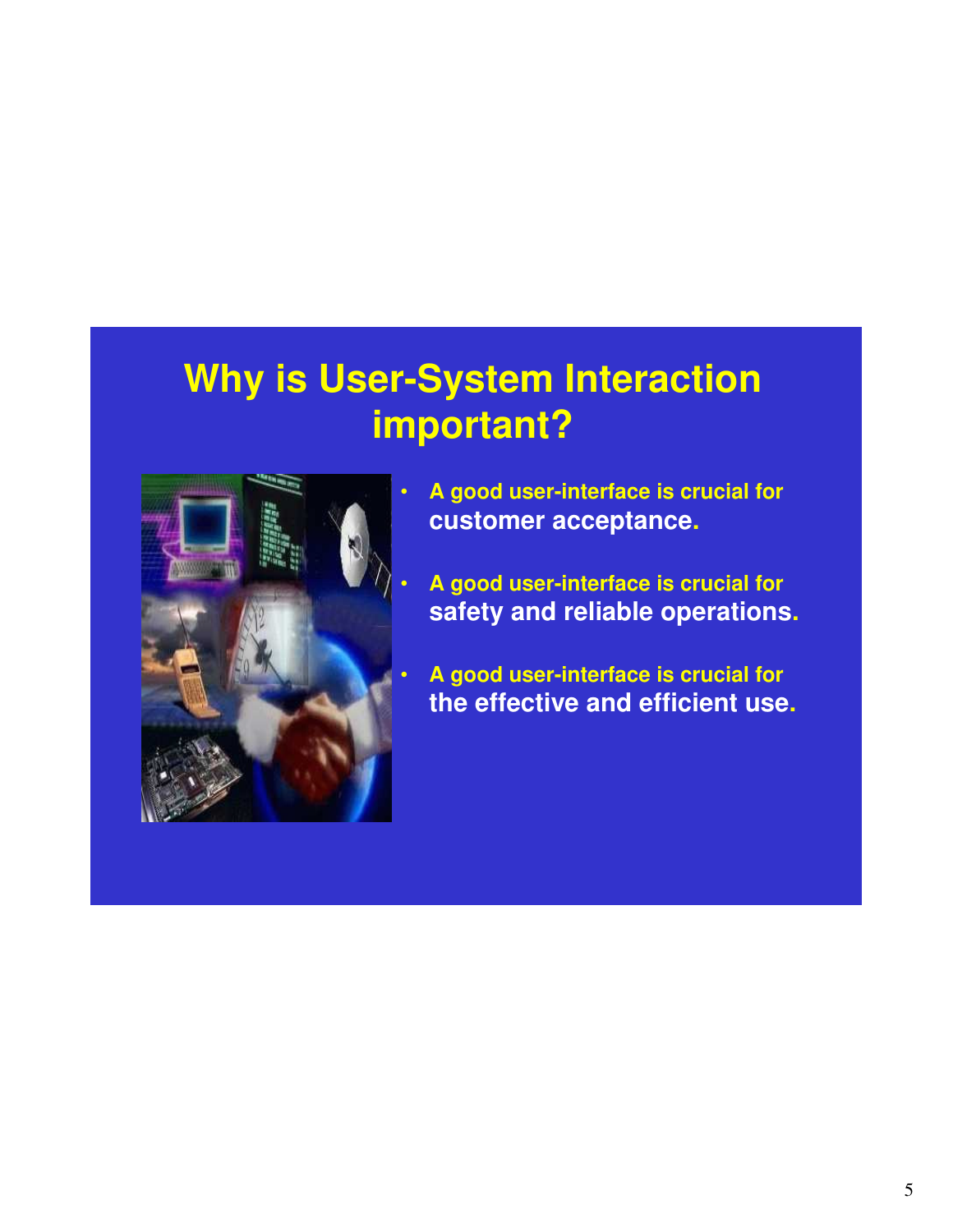# Why is User-System Interaction important?

- A good user-interface is crucial for **customer acceptance.**
- A good user-interface is crucial for **safety and reliable operations.**
- A good user-interface is crucial for **the effective and efficient use.**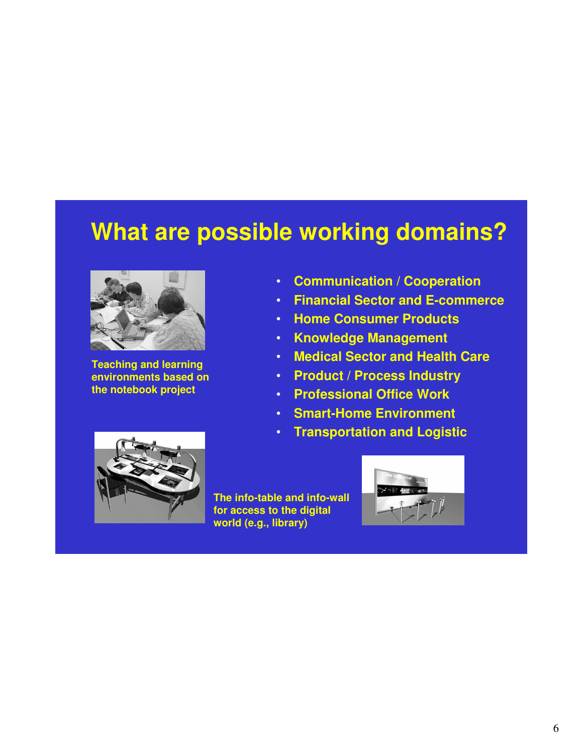# What are possible working domains?

- Communication / Cooperation
- Financial Sector and E-commerce
- Home Consumer Products
- Knowledge Management
- Medical Sector and Health Care
- Product / Process Industry
- Professional Office Work
- Smart-Home Environment
- Transportation and Logistic

Teaching and learning environments based on the notebook project

The info-table and info-wall for access to the digital world (e.g., library)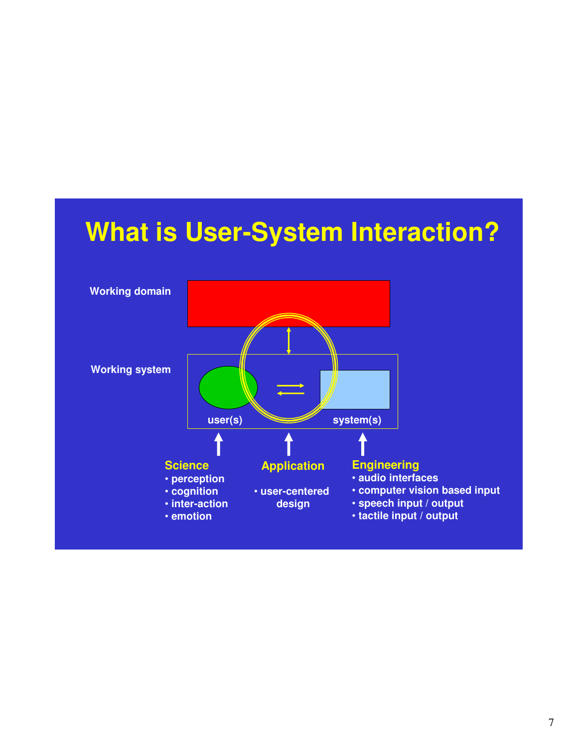# What is User-System Interaction?

Working domain

Working system

user(s)

system(s)

**Science**
- perception
- cognition
- inter-action
- emotion

**Application**
- user-centered design

**Engineering**
- audio interfaces
- computer vision based input
- speech input / output
- tactile input / output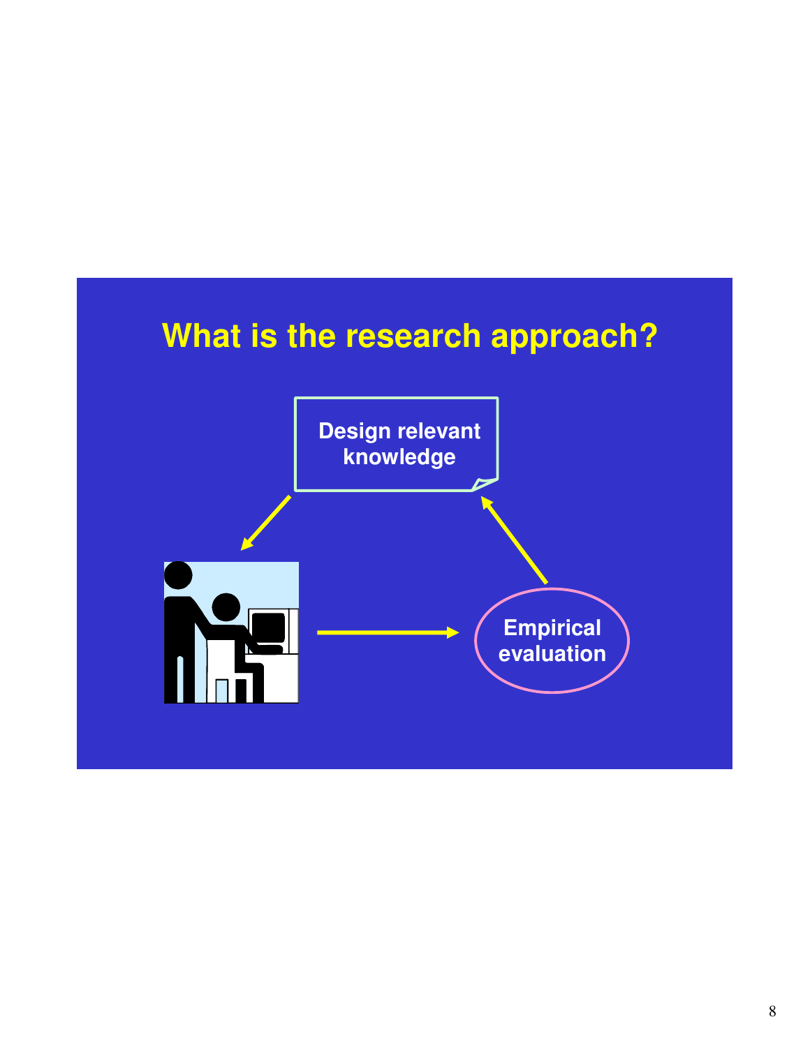# What is the research approach?

Design relevant knowledge

Empirical evaluation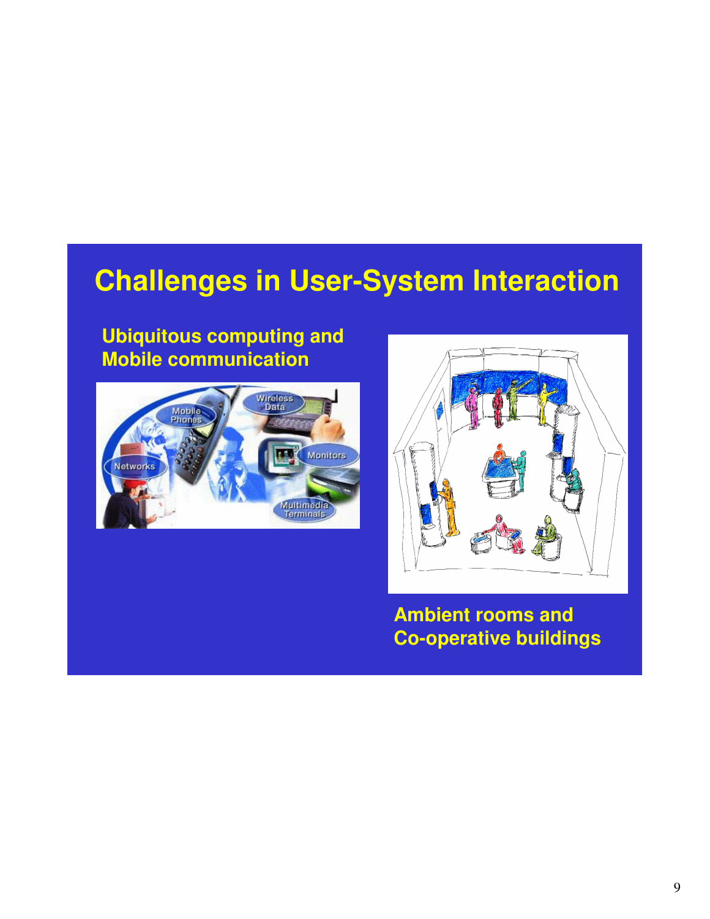# Challenges in User-System Interaction

**Ubiquitous computing and Mobile communication**

**Ambient rooms and Co-operative buildings**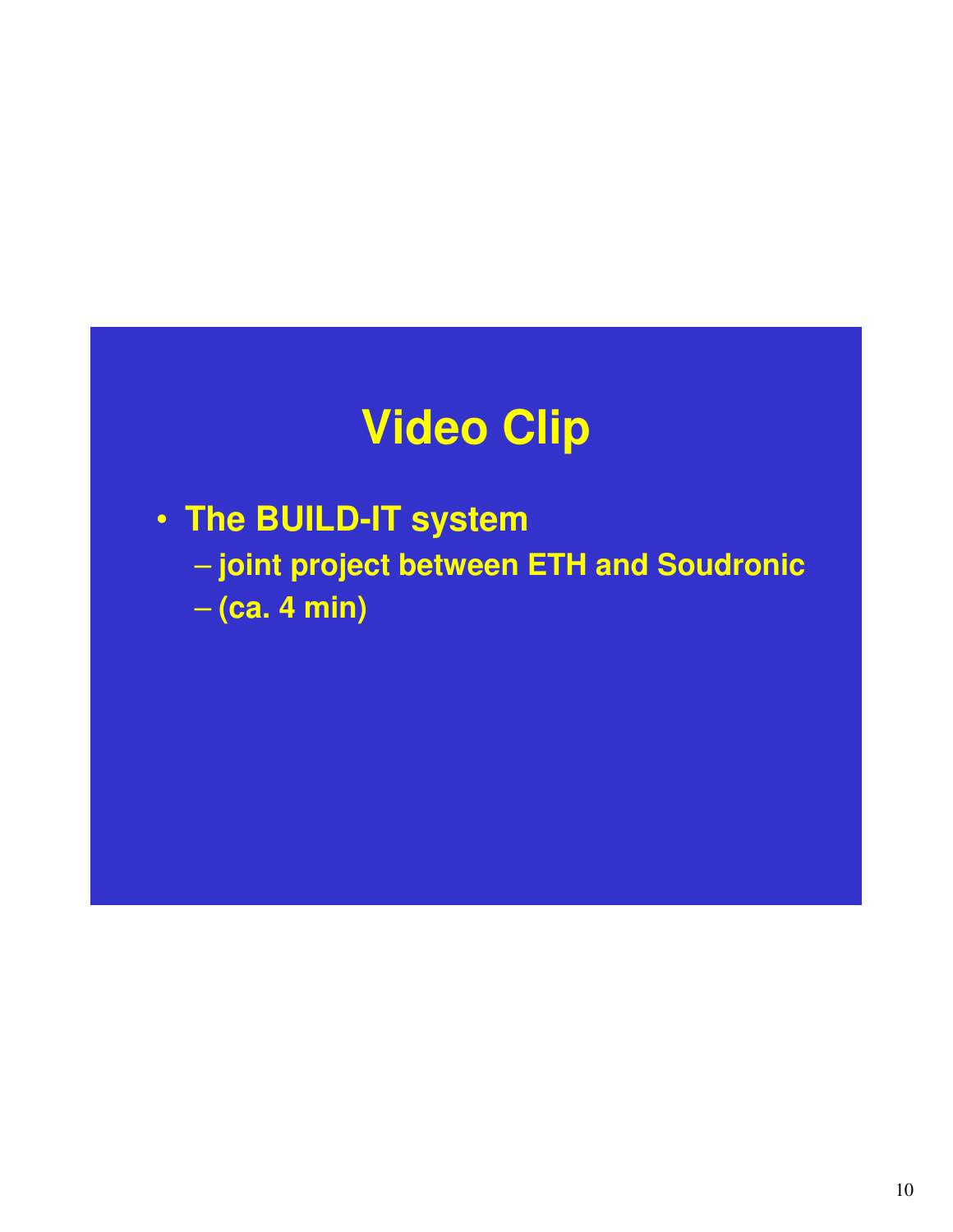# Video Clip

- The BUILD-IT system
  - joint project between ETH and Soudronic
  - (ca. 4 min)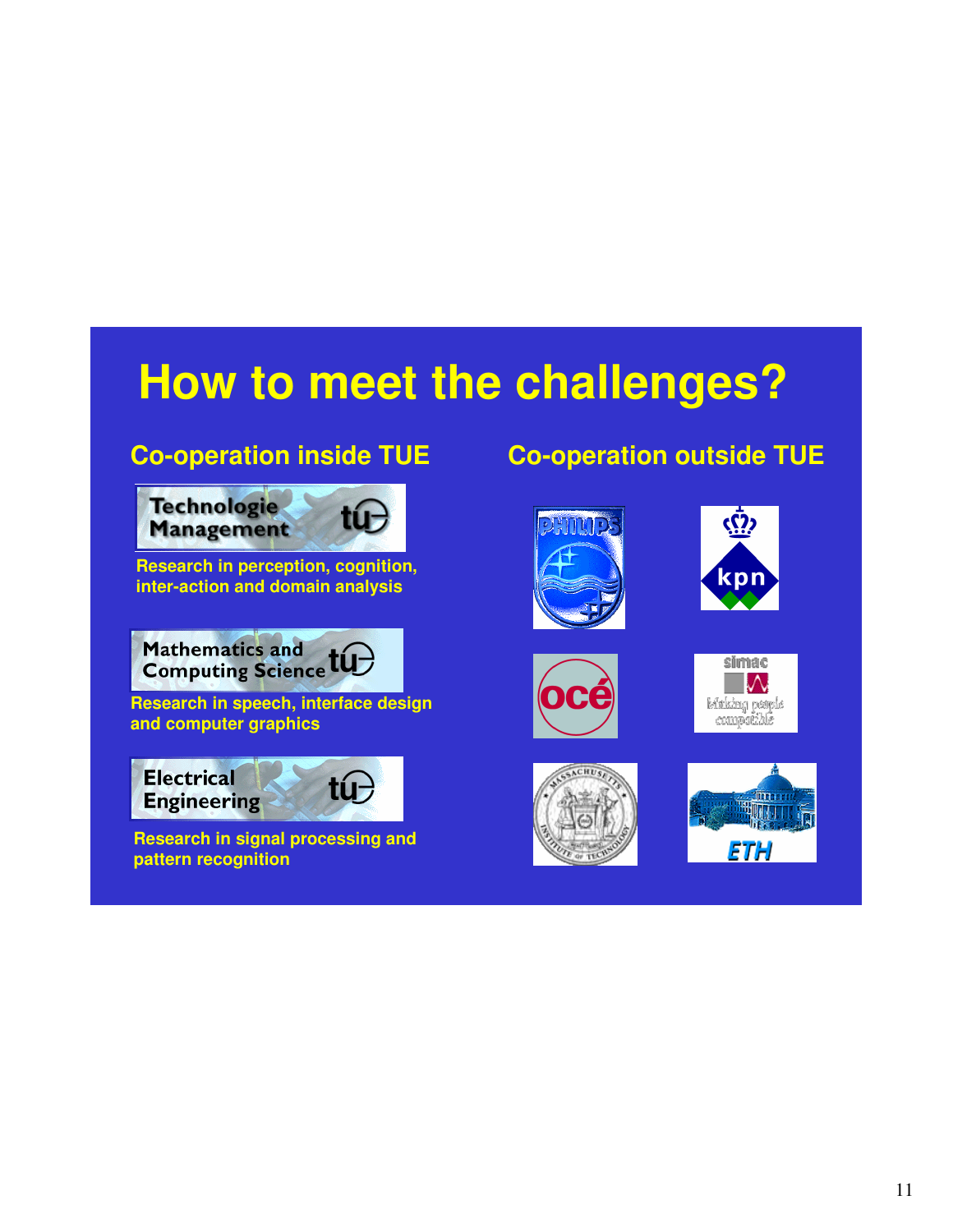# How to meet the challenges?

## Co-operation inside TUE

Technologie Management

Research in perception, cognition, inter-action and domain analysis

Mathematics and Computing Science

Research in speech, interface design and computer graphics

Electrical Engineering

Research in signal processing and pattern recognition

## Co-operation outside TUE

PHILIPS

kpn

océ

simac — Making people compatible

ETH